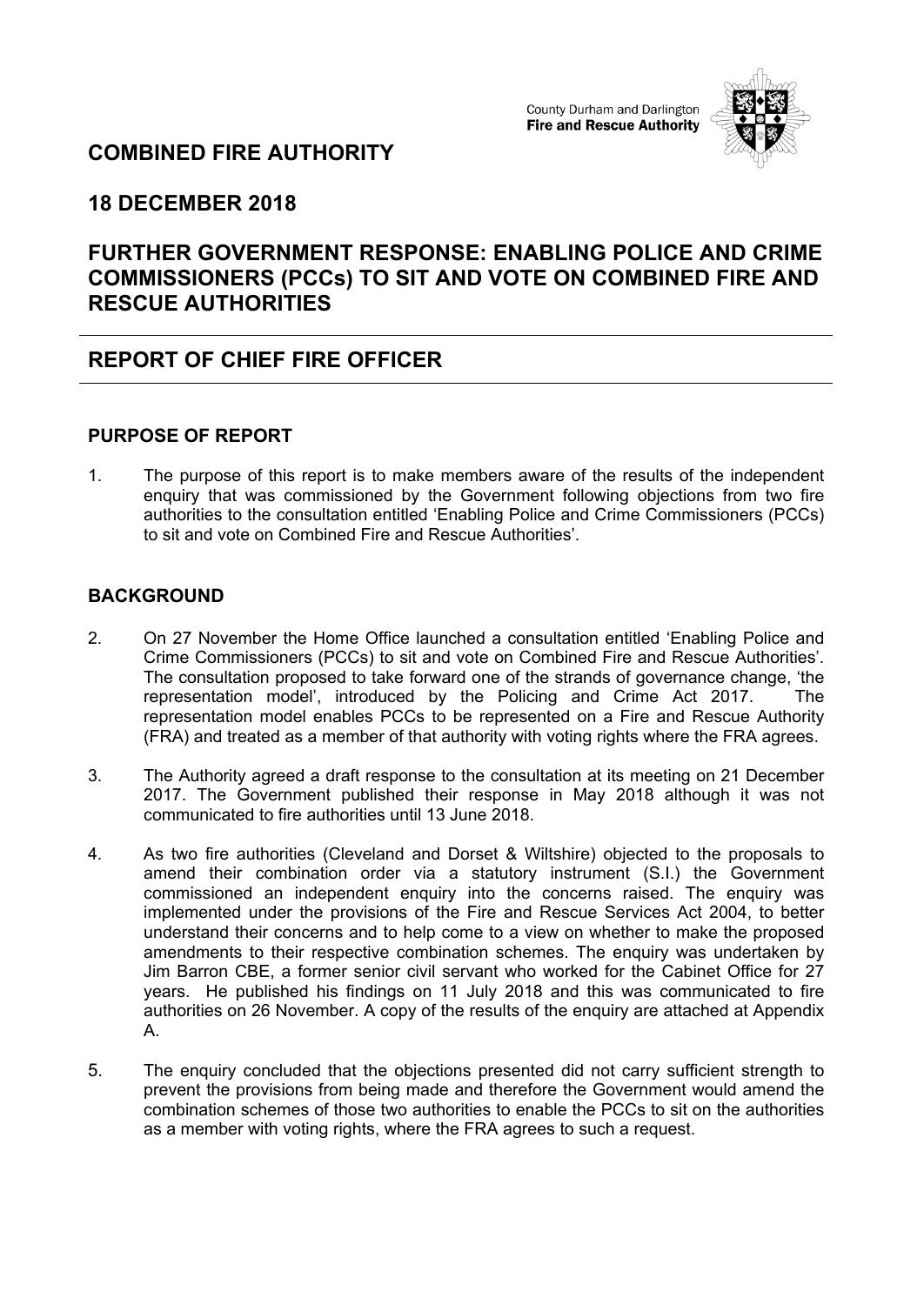County Durham and Darlington
**Fire and Rescue Authority**

## COMBINED FIRE AUTHORITY

## 18 DECEMBER 2018

## FURTHER GOVERNMENT RESPONSE: ENABLING POLICE AND CRIME COMMISSIONERS (PCCs) TO SIT AND VOTE ON COMBINED FIRE AND RESCUE AUTHORITIES

## REPORT OF CHIEF FIRE OFFICER

### PURPOSE OF REPORT

1. The purpose of this report is to make members aware of the results of the independent enquiry that was commissioned by the Government following objections from two fire authorities to the consultation entitled 'Enabling Police and Crime Commissioners (PCCs) to sit and vote on Combined Fire and Rescue Authorities'.

### BACKGROUND

2. On 27 November the Home Office launched a consultation entitled 'Enabling Police and Crime Commissioners (PCCs) to sit and vote on Combined Fire and Rescue Authorities'. The consultation proposed to take forward one of the strands of governance change, 'the representation model', introduced by the Policing and Crime Act 2017. The representation model enables PCCs to be represented on a Fire and Rescue Authority (FRA) and treated as a member of that authority with voting rights where the FRA agrees.

3. The Authority agreed a draft response to the consultation at its meeting on 21 December 2017. The Government published their response in May 2018 although it was not communicated to fire authorities until 13 June 2018.

4. As two fire authorities (Cleveland and Dorset & Wiltshire) objected to the proposals to amend their combination order via a statutory instrument (S.I.) the Government commissioned an independent enquiry into the concerns raised. The enquiry was implemented under the provisions of the Fire and Rescue Services Act 2004, to better understand their concerns and to help come to a view on whether to make the proposed amendments to their respective combination schemes. The enquiry was undertaken by Jim Barron CBE, a former senior civil servant who worked for the Cabinet Office for 27 years. He published his findings on 11 July 2018 and this was communicated to fire authorities on 26 November. A copy of the results of the enquiry are attached at Appendix A.

5. The enquiry concluded that the objections presented did not carry sufficient strength to prevent the provisions from being made and therefore the Government would amend the combination schemes of those two authorities to enable the PCCs to sit on the authorities as a member with voting rights, where the FRA agrees to such a request.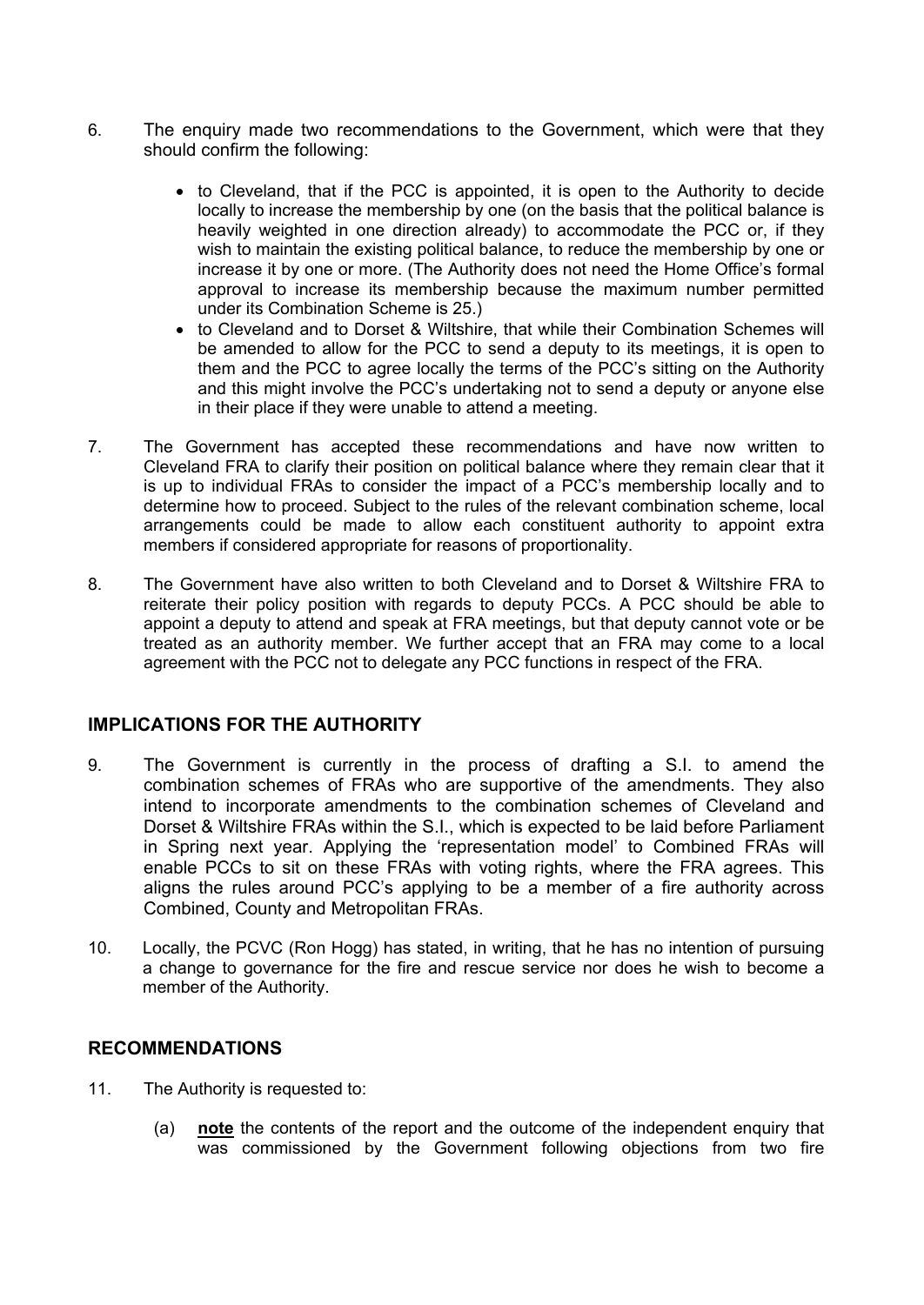6. The enquiry made two recommendations to the Government, which were that they should confirm the following:

   - to Cleveland, that if the PCC is appointed, it is open to the Authority to decide locally to increase the membership by one (on the basis that the political balance is heavily weighted in one direction already) to accommodate the PCC or, if they wish to maintain the existing political balance, to reduce the membership by one or increase it by one or more. (The Authority does not need the Home Office's formal approval to increase its membership because the maximum number permitted under its Combination Scheme is 25.)
   - to Cleveland and to Dorset & Wiltshire, that while their Combination Schemes will be amended to allow for the PCC to send a deputy to its meetings, it is open to them and the PCC to agree locally the terms of the PCC's sitting on the Authority and this might involve the PCC's undertaking not to send a deputy or anyone else in their place if they were unable to attend a meeting.

7. The Government has accepted these recommendations and have now written to Cleveland FRA to clarify their position on political balance where they remain clear that it is up to individual FRAs to consider the impact of a PCC's membership locally and to determine how to proceed. Subject to the rules of the relevant combination scheme, local arrangements could be made to allow each constituent authority to appoint extra members if considered appropriate for reasons of proportionality.

8. The Government have also written to both Cleveland and to Dorset & Wiltshire FRA to reiterate their policy position with regards to deputy PCCs. A PCC should be able to appoint a deputy to attend and speak at FRA meetings, but that deputy cannot vote or be treated as an authority member. We further accept that an FRA may come to a local agreement with the PCC not to delegate any PCC functions in respect of the FRA.

## IMPLICATIONS FOR THE AUTHORITY

9. The Government is currently in the process of drafting a S.I. to amend the combination schemes of FRAs who are supportive of the amendments. They also intend to incorporate amendments to the combination schemes of Cleveland and Dorset & Wiltshire FRAs within the S.I., which is expected to be laid before Parliament in Spring next year. Applying the 'representation model' to Combined FRAs will enable PCCs to sit on these FRAs with voting rights, where the FRA agrees. This aligns the rules around PCC's applying to be a member of a fire authority across Combined, County and Metropolitan FRAs.

10. Locally, the PCVC (Ron Hogg) has stated, in writing, that he has no intention of pursuing a change to governance for the fire and rescue service nor does he wish to become a member of the Authority.

## RECOMMENDATIONS

11. The Authority is requested to:

    (a) **note** the contents of the report and the outcome of the independent enquiry that was commissioned by the Government following objections from two fire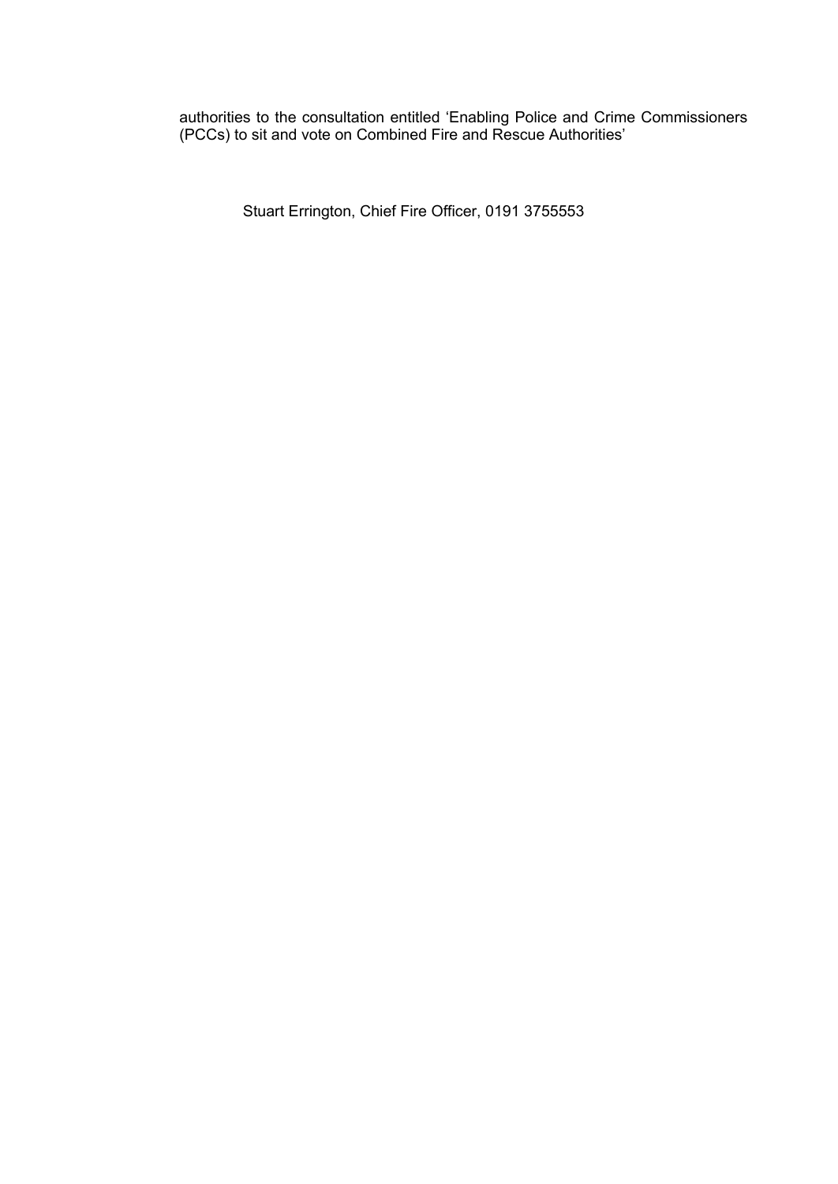authorities to the consultation entitled 'Enabling Police and Crime Commissioners (PCCs) to sit and vote on Combined Fire and Rescue Authorities'

Stuart Errington, Chief Fire Officer, 0191 3755553